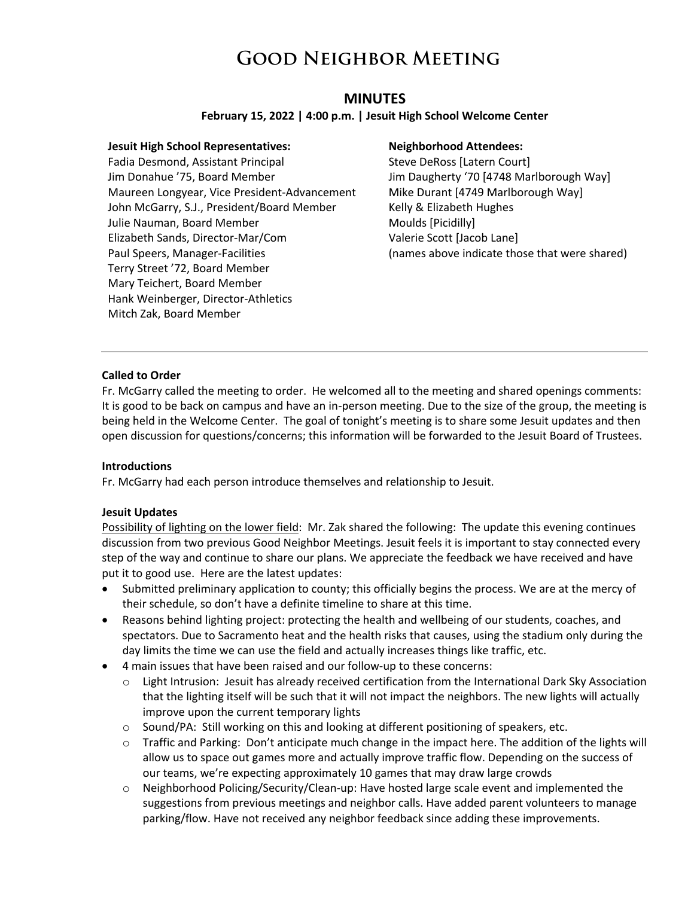# Good Neighbor Meeting

## MINUTES

**February 15, 2022 | 4:00 p.m. | Jesuit High School Welcome Center**

**Jesuit High School Representatives:**
Fadia Desmond, Assistant Principal
Jim Donahue '75, Board Member
Maureen Longyear, Vice President-Advancement
John McGarry, S.J., President/Board Member
Julie Nauman, Board Member
Elizabeth Sands, Director-Mar/Com
Paul Speers, Manager-Facilities
Terry Street '72, Board Member
Mary Teichert, Board Member
Hank Weinberger, Director-Athletics
Mitch Zak, Board Member

**Neighborhood Attendees:**
Steve DeRoss [Latern Court]
Jim Daugherty '70 [4748 Marlborough Way]
Mike Durant [4749 Marlborough Way]
Kelly & Elizabeth Hughes
Moulds [Picidilly]
Valerie Scott [Jacob Lane]
(names above indicate those that were shared)

---

**Called to Order**

Fr. McGarry called the meeting to order. He welcomed all to the meeting and shared openings comments: It is good to be back on campus and have an in-person meeting. Due to the size of the group, the meeting is being held in the Welcome Center. The goal of tonight's meeting is to share some Jesuit updates and then open discussion for questions/concerns; this information will be forwarded to the Jesuit Board of Trustees.

**Introductions**

Fr. McGarry had each person introduce themselves and relationship to Jesuit.

**Jesuit Updates**

<u>Possibility of lighting on the lower field</u>: Mr. Zak shared the following: The update this evening continues discussion from two previous Good Neighbor Meetings. Jesuit feels it is important to stay connected every step of the way and continue to share our plans. We appreciate the feedback we have received and have put it to good use. Here are the latest updates:

- Submitted preliminary application to county; this officially begins the process. We are at the mercy of their schedule, so don't have a definite timeline to share at this time.
- Reasons behind lighting project: protecting the health and wellbeing of our students, coaches, and spectators. Due to Sacramento heat and the health risks that causes, using the stadium only during the day limits the time we can use the field and actually increases things like traffic, etc.
- 4 main issues that have been raised and our follow-up to these concerns:
  - Light Intrusion: Jesuit has already received certification from the International Dark Sky Association that the lighting itself will be such that it will not impact the neighbors. The new lights will actually improve upon the current temporary lights
  - Sound/PA: Still working on this and looking at different positioning of speakers, etc.
  - Traffic and Parking: Don't anticipate much change in the impact here. The addition of the lights will allow us to space out games more and actually improve traffic flow. Depending on the success of our teams, we're expecting approximately 10 games that may draw large crowds
  - Neighborhood Policing/Security/Clean-up: Have hosted large scale event and implemented the suggestions from previous meetings and neighbor calls. Have added parent volunteers to manage parking/flow. Have not received any neighbor feedback since adding these improvements.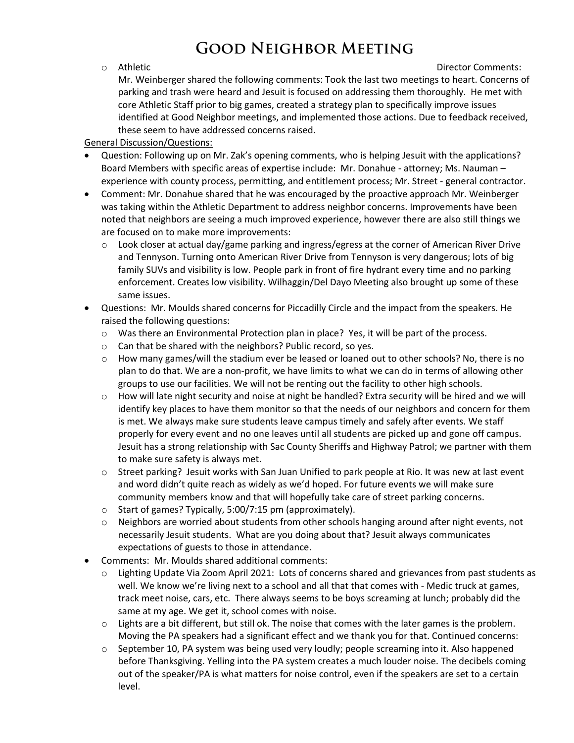# Good Neighbor Meeting

- Athletic Director Comments:
  Mr. Weinberger shared the following comments: Took the last two meetings to heart. Concerns of parking and trash were heard and Jesuit is focused on addressing them thoroughly. He met with core Athletic Staff prior to big games, created a strategy plan to specifically improve issues identified at Good Neighbor meetings, and implemented those actions. Due to feedback received, these seem to have addressed concerns raised.

<u>General Discussion/Questions:</u>

- Question: Following up on Mr. Zak's opening comments, who is helping Jesuit with the applications? Board Members with specific areas of expertise include: Mr. Donahue - attorney; Ms. Nauman – experience with county process, permitting, and entitlement process; Mr. Street - general contractor.
- Comment: Mr. Donahue shared that he was encouraged by the proactive approach Mr. Weinberger was taking within the Athletic Department to address neighbor concerns. Improvements have been noted that neighbors are seeing a much improved experience, however there are also still things we are focused on to make more improvements:
  - Look closer at actual day/game parking and ingress/egress at the corner of American River Drive and Tennyson. Turning onto American River Drive from Tennyson is very dangerous; lots of big family SUVs and visibility is low. People park in front of fire hydrant every time and no parking enforcement. Creates low visibility. Wilhaggin/Del Dayo Meeting also brought up some of these same issues.
- Questions: Mr. Moulds shared concerns for Piccadilly Circle and the impact from the speakers. He raised the following questions:
  - Was there an Environmental Protection plan in place? Yes, it will be part of the process.
  - Can that be shared with the neighbors? Public record, so yes.
  - How many games/will the stadium ever be leased or loaned out to other schools? No, there is no plan to do that. We are a non-profit, we have limits to what we can do in terms of allowing other groups to use our facilities. We will not be renting out the facility to other high schools.
  - How will late night security and noise at night be handled? Extra security will be hired and we will identify key places to have them monitor so that the needs of our neighbors and concern for them is met. We always make sure students leave campus timely and safely after events. We staff properly for every event and no one leaves until all students are picked up and gone off campus. Jesuit has a strong relationship with Sac County Sheriffs and Highway Patrol; we partner with them to make sure safety is always met.
  - Street parking? Jesuit works with San Juan Unified to park people at Rio. It was new at last event and word didn't quite reach as widely as we'd hoped. For future events we will make sure community members know and that will hopefully take care of street parking concerns.
  - Start of games? Typically, 5:00/7:15 pm (approximately).
  - Neighbors are worried about students from other schools hanging around after night events, not necessarily Jesuit students. What are you doing about that? Jesuit always communicates expectations of guests to those in attendance.
- Comments: Mr. Moulds shared additional comments:
  - Lighting Update Via Zoom April 2021: Lots of concerns shared and grievances from past students as well. We know we're living next to a school and all that that comes with - Medic truck at games, track meet noise, cars, etc. There always seems to be boys screaming at lunch; probably did the same at my age. We get it, school comes with noise.
  - Lights are a bit different, but still ok. The noise that comes with the later games is the problem. Moving the PA speakers had a significant effect and we thank you for that. Continued concerns:
  - September 10, PA system was being used very loudly; people screaming into it. Also happened before Thanksgiving. Yelling into the PA system creates a much louder noise. The decibels coming out of the speaker/PA is what matters for noise control, even if the speakers are set to a certain level.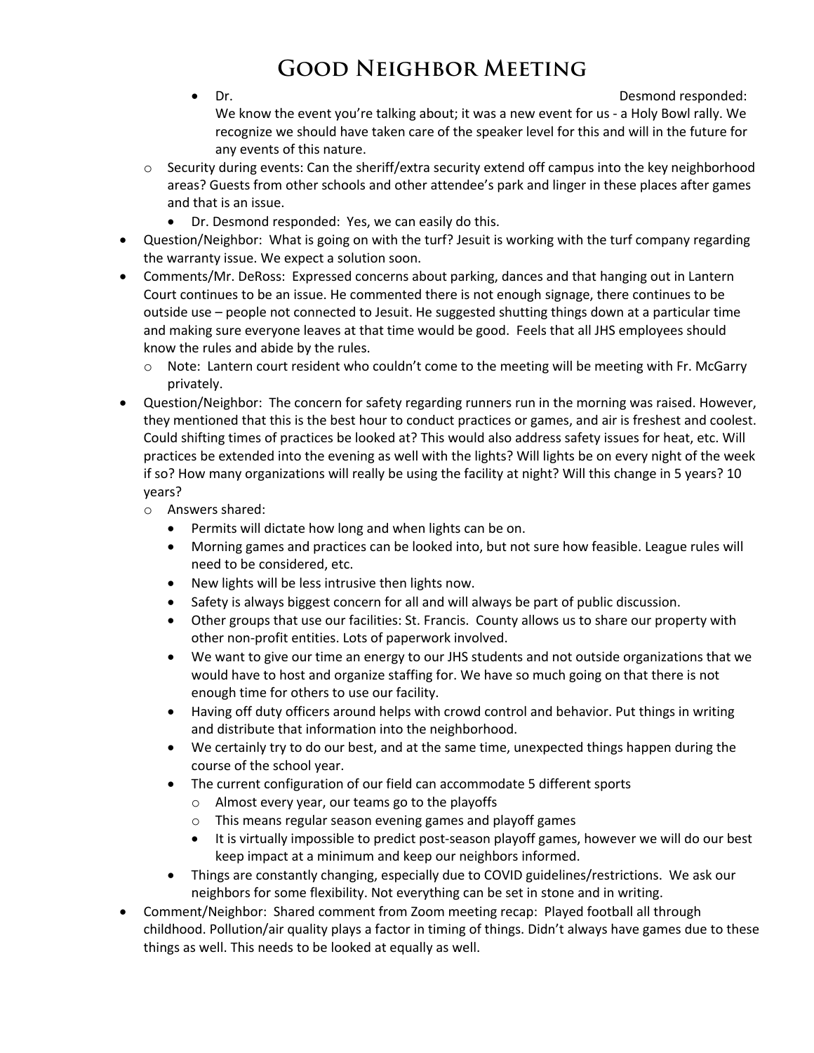# Good Neighbor Meeting

        - Dr. Desmond responded: We know the event you're talking about; it was a new event for us - a Holy Bowl rally. We recognize we should have taken care of the speaker level for this and will in the future for any events of this nature.
    - Security during events: Can the sheriff/extra security extend off campus into the key neighborhood areas? Guests from other schools and other attendee's park and linger in these places after games and that is an issue.
        - Dr. Desmond responded: Yes, we can easily do this.
- Question/Neighbor: What is going on with the turf? Jesuit is working with the turf company regarding the warranty issue. We expect a solution soon.
- Comments/Mr. DeRoss: Expressed concerns about parking, dances and that hanging out in Lantern Court continues to be an issue. He commented there is not enough signage, there continues to be outside use – people not connected to Jesuit. He suggested shutting things down at a particular time and making sure everyone leaves at that time would be good. Feels that all JHS employees should know the rules and abide by the rules.
    - Note: Lantern court resident who couldn't come to the meeting will be meeting with Fr. McGarry privately.
- Question/Neighbor: The concern for safety regarding runners run in the morning was raised. However, they mentioned that this is the best hour to conduct practices or games, and air is freshest and coolest. Could shifting times of practices be looked at? This would also address safety issues for heat, etc. Will practices be extended into the evening as well with the lights? Will lights be on every night of the week if so? How many organizations will really be using the facility at night? Will this change in 5 years? 10 years?
    - Answers shared:
        - Permits will dictate how long and when lights can be on.
        - Morning games and practices can be looked into, but not sure how feasible. League rules will need to be considered, etc.
        - New lights will be less intrusive then lights now.
        - Safety is always biggest concern for all and will always be part of public discussion.
        - Other groups that use our facilities: St. Francis. County allows us to share our property with other non-profit entities. Lots of paperwork involved.
        - We want to give our time an energy to our JHS students and not outside organizations that we would have to host and organize staffing for. We have so much going on that there is not enough time for others to use our facility.
        - Having off duty officers around helps with crowd control and behavior. Put things in writing and distribute that information into the neighborhood.
        - We certainly try to do our best, and at the same time, unexpected things happen during the course of the school year.
        - The current configuration of our field can accommodate 5 different sports
            - Almost every year, our teams go to the playoffs
            - This means regular season evening games and playoff games
                - It is virtually impossible to predict post-season playoff games, however we will do our best keep impact at a minimum and keep our neighbors informed.
        - Things are constantly changing, especially due to COVID guidelines/restrictions. We ask our neighbors for some flexibility. Not everything can be set in stone and in writing.
- Comment/Neighbor: Shared comment from Zoom meeting recap: Played football all through childhood. Pollution/air quality plays a factor in timing of things. Didn't always have games due to these things as well. This needs to be looked at equally as well.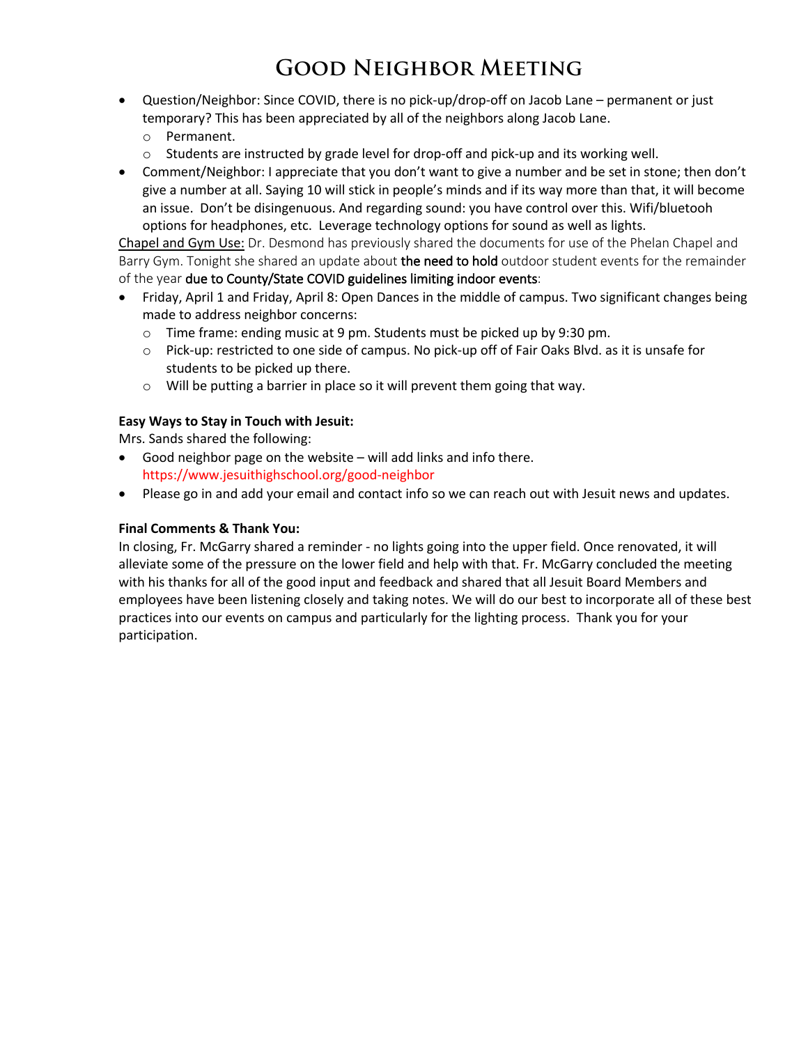# Good Neighbor Meeting

- Question/Neighbor: Since COVID, there is no pick-up/drop-off on Jacob Lane – permanent or just temporary? This has been appreciated by all of the neighbors along Jacob Lane.
  - Permanent.
  - Students are instructed by grade level for drop-off and pick-up and its working well.
- Comment/Neighbor: I appreciate that you don't want to give a number and be set in stone; then don't give a number at all. Saying 10 will stick in people's minds and if its way more than that, it will become an issue. Don't be disingenuous. And regarding sound: you have control over this. Wifi/bluetooh options for headphones, etc. Leverage technology options for sound as well as lights.

<u>Chapel and Gym Use:</u> Dr. Desmond has previously shared the documents for use of the Phelan Chapel and Barry Gym. Tonight she shared an update about the need to hold outdoor student events for the remainder of the year due to County/State COVID guidelines limiting indoor events:

- Friday, April 1 and Friday, April 8: Open Dances in the middle of campus. Two significant changes being made to address neighbor concerns:
  - Time frame: ending music at 9 pm. Students must be picked up by 9:30 pm.
  - Pick-up: restricted to one side of campus. No pick-up off of Fair Oaks Blvd. as it is unsafe for students to be picked up there.
  - Will be putting a barrier in place so it will prevent them going that way.

**Easy Ways to Stay in Touch with Jesuit:**

Mrs. Sands shared the following:

- Good neighbor page on the website – will add links and info there. https://www.jesuithighschool.org/good-neighbor
- Please go in and add your email and contact info so we can reach out with Jesuit news and updates.

**Final Comments & Thank You:**

In closing, Fr. McGarry shared a reminder - no lights going into the upper field. Once renovated, it will alleviate some of the pressure on the lower field and help with that. Fr. McGarry concluded the meeting with his thanks for all of the good input and feedback and shared that all Jesuit Board Members and employees have been listening closely and taking notes. We will do our best to incorporate all of these best practices into our events on campus and particularly for the lighting process. Thank you for your participation.